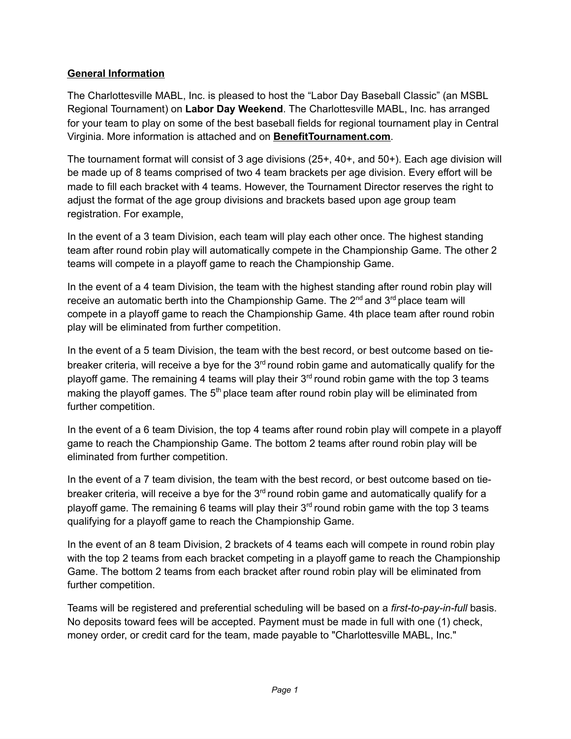**General Information**

The Charlottesville MABL, Inc. is pleased to host the “Labor Day Baseball Classic” (an MSBL Regional Tournament) on **Labor Day Weekend**. The Charlottesville MABL, Inc. has arranged for your team to play on some of the best baseball fields for regional tournament play in Central Virginia. More information is attached and on **BenefitTournament.com**.

The tournament format will consist of 3 age divisions (25+, 40+, and 50+). Each age division will be made up of 8 teams comprised of two 4 team brackets per age division. Every effort will be made to fill each bracket with 4 teams. However, the Tournament Director reserves the right to adjust the format of the age group divisions and brackets based upon age group team registration. For example,

In the event of a 3 team Division, each team will play each other once. The highest standing team after round robin play will automatically compete in the Championship Game. The other 2 teams will compete in a playoff game to reach the Championship Game.

In the event of a 4 team Division, the team with the highest standing after round robin play will receive an automatic berth into the Championship Game. The 2nd and 3rd place team will compete in a playoff game to reach the Championship Game. 4th place team after round robin play will be eliminated from further competition.

In the event of a 5 team Division, the team with the best record, or best outcome based on tie-breaker criteria, will receive a bye for the 3rd round robin game and automatically qualify for the playoff game. The remaining 4 teams will play their 3rd round robin game with the top 3 teams making the playoff games. The 5th place team after round robin play will be eliminated from further competition.

In the event of a 6 team Division, the top 4 teams after round robin play will compete in a playoff game to reach the Championship Game. The bottom 2 teams after round robin play will be eliminated from further competition.

In the event of a 7 team division, the team with the best record, or best outcome based on tie-breaker criteria, will receive a bye for the 3rd round robin game and automatically qualify for a playoff game. The remaining 6 teams will play their 3rd round robin game with the top 3 teams qualifying for a playoff game to reach the Championship Game.

In the event of an 8 team Division, 2 brackets of 4 teams each will compete in round robin play with the top 2 teams from each bracket competing in a playoff game to reach the Championship Game. The bottom 2 teams from each bracket after round robin play will be eliminated from further competition.

Teams will be registered and preferential scheduling will be based on a *first-to-pay-in-full* basis. No deposits toward fees will be accepted. Payment must be made in full with one (1) check, money order, or credit card for the team, made payable to "Charlottesville MABL, Inc."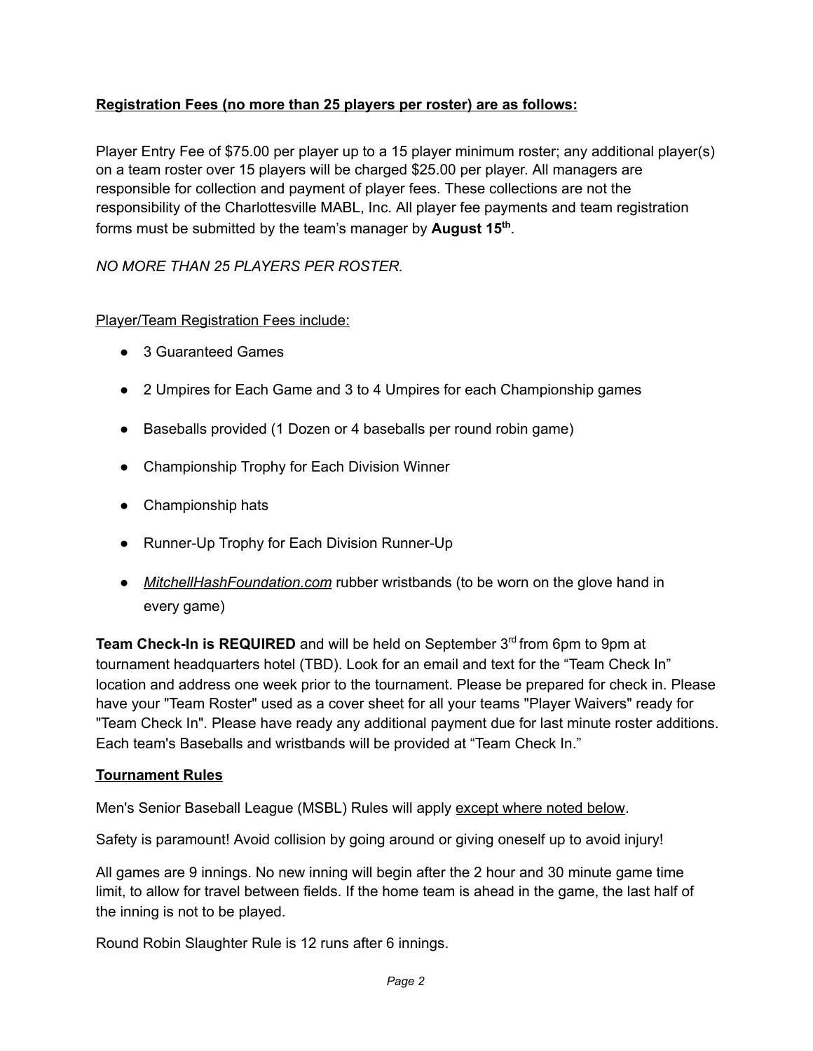**<u>Registration Fees (no more than 25 players per roster) are as follows:</u>**

Player Entry Fee of $75.00 per player up to a 15 player minimum roster; any additional player(s) on a team roster over 15 players will be charged $25.00 per player. All managers are responsible for collection and payment of player fees. These collections are not the responsibility of the Charlottesville MABL, Inc. All player fee payments and team registration forms must be submitted by the team's manager by **August 15th**.

*NO MORE THAN 25 PLAYERS PER ROSTER.*

<u>Player/Team Registration Fees include:</u>

- 3 Guaranteed Games
- 2 Umpires for Each Game and 3 to 4 Umpires for each Championship games
- Baseballs provided (1 Dozen or 4 baseballs per round robin game)
- Championship Trophy for Each Division Winner
- Championship hats
- Runner-Up Trophy for Each Division Runner-Up
- *<u>MitchellHashFoundation.com</u>* rubber wristbands (to be worn on the glove hand in every game)

**Team Check-In is REQUIRED** and will be held on September 3rd from 6pm to 9pm at tournament headquarters hotel (TBD). Look for an email and text for the "Team Check In" location and address one week prior to the tournament. Please be prepared for check in. Please have your "Team Roster" used as a cover sheet for all your teams "Player Waivers" ready for "Team Check In". Please have ready any additional payment due for last minute roster additions. Each team's Baseballs and wristbands will be provided at "Team Check In."

**<u>Tournament Rules</u>**

Men's Senior Baseball League (MSBL) Rules will apply <u>except where noted below</u>.

Safety is paramount! Avoid collision by going around or giving oneself up to avoid injury!

All games are 9 innings. No new inning will begin after the 2 hour and 30 minute game time limit, to allow for travel between fields. If the home team is ahead in the game, the last half of the inning is not to be played.

Round Robin Slaughter Rule is 12 runs after 6 innings.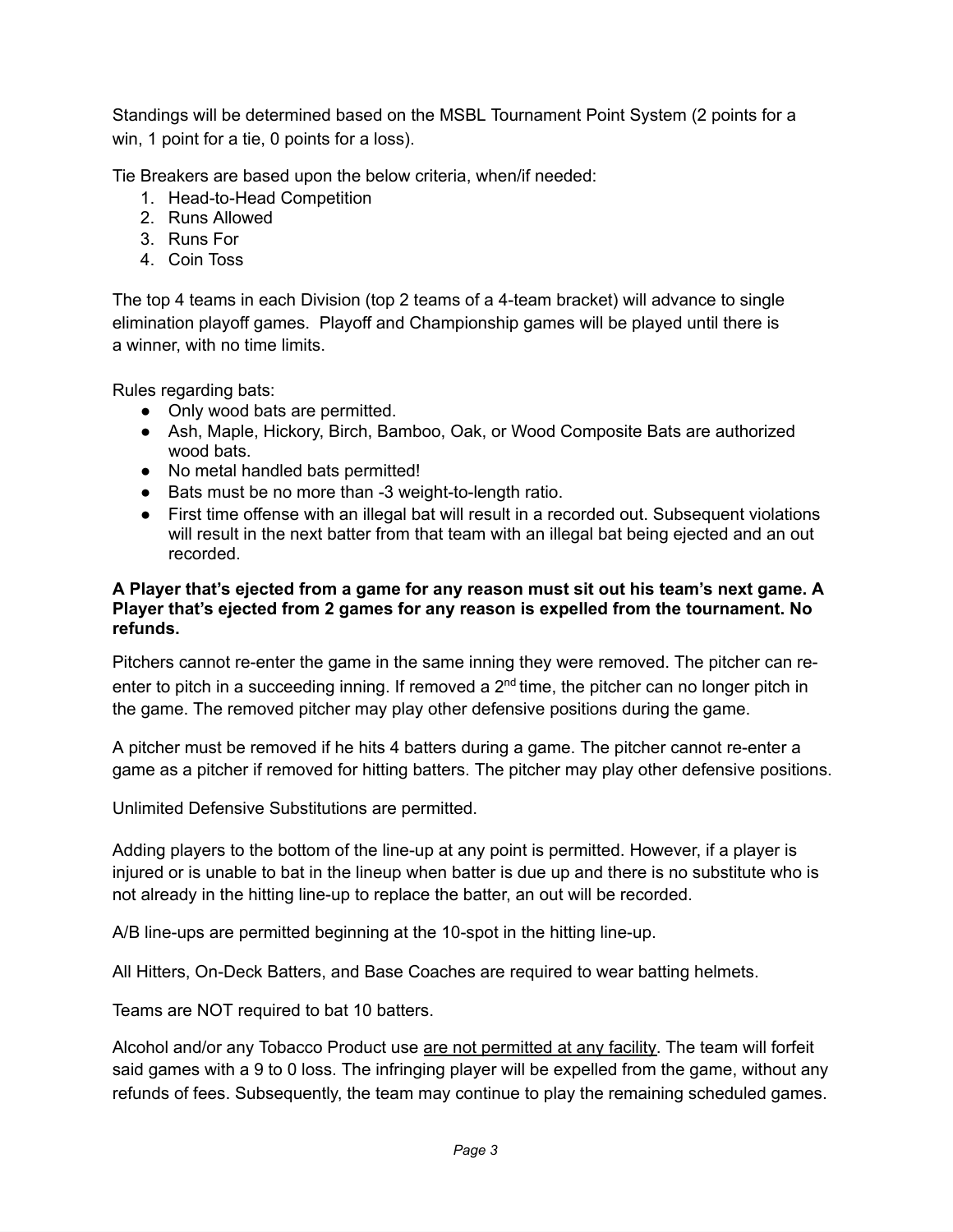Standings will be determined based on the MSBL Tournament Point System (2 points for a win, 1 point for a tie, 0 points for a loss).

Tie Breakers are based upon the below criteria, when/if needed:

1. Head-to-Head Competition
2. Runs Allowed
3. Runs For
4. Coin Toss

The top 4 teams in each Division (top 2 teams of a 4-team bracket) will advance to single elimination playoff games. Playoff and Championship games will be played until there is a winner, with no time limits.

Rules regarding bats:

- Only wood bats are permitted.
- Ash, Maple, Hickory, Birch, Bamboo, Oak, or Wood Composite Bats are authorized wood bats.
- No metal handled bats permitted!
- Bats must be no more than -3 weight-to-length ratio.
- First time offense with an illegal bat will result in a recorded out. Subsequent violations will result in the next batter from that team with an illegal bat being ejected and an out recorded.

**A Player that's ejected from a game for any reason must sit out his team's next game. A Player that's ejected from 2 games for any reason is expelled from the tournament. No refunds.**

Pitchers cannot re-enter the game in the same inning they were removed. The pitcher can re-enter to pitch in a succeeding inning. If removed a 2nd time, the pitcher can no longer pitch in the game. The removed pitcher may play other defensive positions during the game.

A pitcher must be removed if he hits 4 batters during a game. The pitcher cannot re-enter a game as a pitcher if removed for hitting batters. The pitcher may play other defensive positions.

Unlimited Defensive Substitutions are permitted.

Adding players to the bottom of the line-up at any point is permitted. However, if a player is injured or is unable to bat in the lineup when batter is due up and there is no substitute who is not already in the hitting line-up to replace the batter, an out will be recorded.

A/B line-ups are permitted beginning at the 10-spot in the hitting line-up.

All Hitters, On-Deck Batters, and Base Coaches are required to wear batting helmets.

Teams are NOT required to bat 10 batters.

Alcohol and/or any Tobacco Product use <u>are not permitted at any facility</u>. The team will forfeit said games with a 9 to 0 loss. The infringing player will be expelled from the game, without any refunds of fees. Subsequently, the team may continue to play the remaining scheduled games.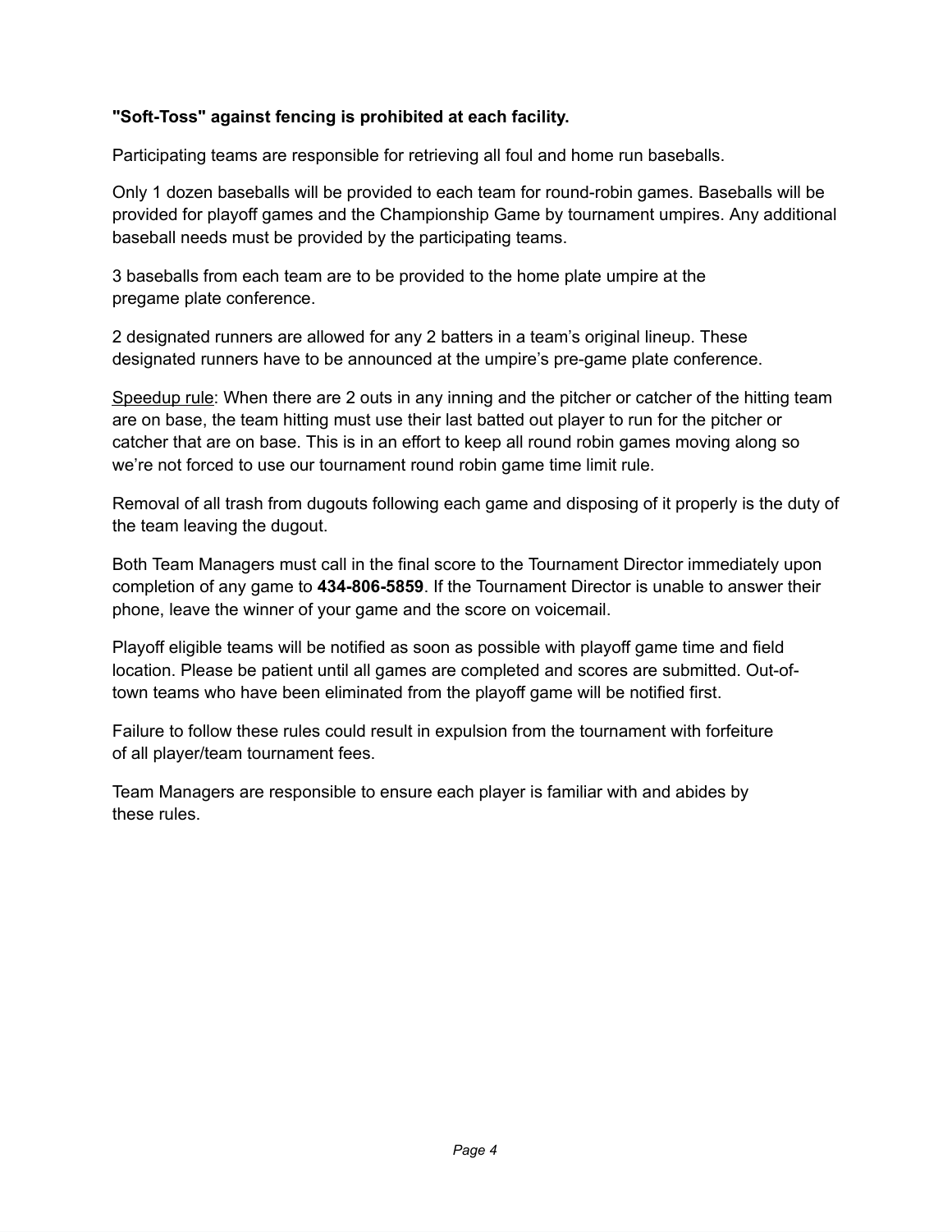**"Soft-Toss" against fencing is prohibited at each facility.**

Participating teams are responsible for retrieving all foul and home run baseballs.

Only 1 dozen baseballs will be provided to each team for round-robin games. Baseballs will be provided for playoff games and the Championship Game by tournament umpires. Any additional baseball needs must be provided by the participating teams.

3 baseballs from each team are to be provided to the home plate umpire at the pregame plate conference.

2 designated runners are allowed for any 2 batters in a team's original lineup. These designated runners have to be announced at the umpire's pre-game plate conference.

<u>Speedup rule</u>: When there are 2 outs in any inning and the pitcher or catcher of the hitting team are on base, the team hitting must use their last batted out player to run for the pitcher or catcher that are on base. This is in an effort to keep all round robin games moving along so we're not forced to use our tournament round robin game time limit rule.

Removal of all trash from dugouts following each game and disposing of it properly is the duty of the team leaving the dugout.

Both Team Managers must call in the final score to the Tournament Director immediately upon completion of any game to **434-806-5859**. If the Tournament Director is unable to answer their phone, leave the winner of your game and the score on voicemail.

Playoff eligible teams will be notified as soon as possible with playoff game time and field location. Please be patient until all games are completed and scores are submitted. Out-of-town teams who have been eliminated from the playoff game will be notified first.

Failure to follow these rules could result in expulsion from the tournament with forfeiture of all player/team tournament fees.

Team Managers are responsible to ensure each player is familiar with and abides by these rules.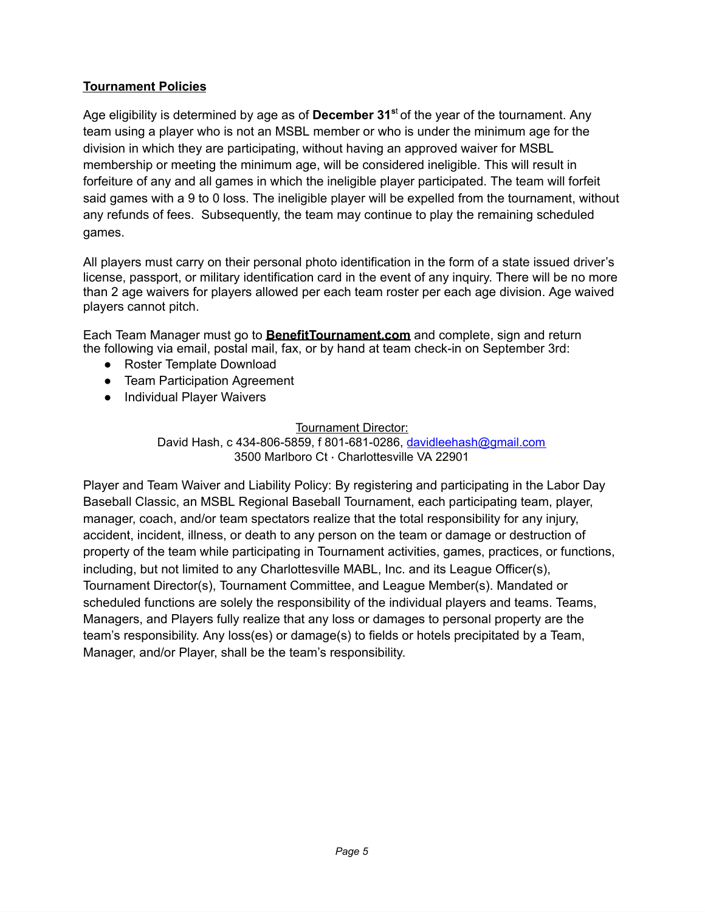## **Tournament Policies**

Age eligibility is determined by age as of **December 31st** of the year of the tournament. Any team using a player who is not an MSBL member or who is under the minimum age for the division in which they are participating, without having an approved waiver for MSBL membership or meeting the minimum age, will be considered ineligible. This will result in forfeiture of any and all games in which the ineligible player participated. The team will forfeit said games with a 9 to 0 loss. The ineligible player will be expelled from the tournament, without any refunds of fees. Subsequently, the team may continue to play the remaining scheduled games.

All players must carry on their personal photo identification in the form of a state issued driver's license, passport, or military identification card in the event of any inquiry. There will be no more than 2 age waivers for players allowed per each team roster per each age division. Age waived players cannot pitch.

Each Team Manager must go to **BenefitTournament.com** and complete, sign and return the following via email, postal mail, fax, or by hand at team check-in on September 3rd:

- Roster Template Download
- Team Participation Agreement
- Individual Player Waivers

Tournament Director:
David Hash, c 434-806-5859, f 801-681-0286, davidleehash@gmail.com
3500 Marlboro Ct · Charlottesville VA 22901

Player and Team Waiver and Liability Policy: By registering and participating in the Labor Day Baseball Classic, an MSBL Regional Baseball Tournament, each participating team, player, manager, coach, and/or team spectators realize that the total responsibility for any injury, accident, incident, illness, or death to any person on the team or damage or destruction of property of the team while participating in Tournament activities, games, practices, or functions, including, but not limited to any Charlottesville MABL, Inc. and its League Officer(s), Tournament Director(s), Tournament Committee, and League Member(s). Mandated or scheduled functions are solely the responsibility of the individual players and teams. Teams, Managers, and Players fully realize that any loss or damages to personal property are the team's responsibility. Any loss(es) or damage(s) to fields or hotels precipitated by a Team, Manager, and/or Player, shall be the team's responsibility.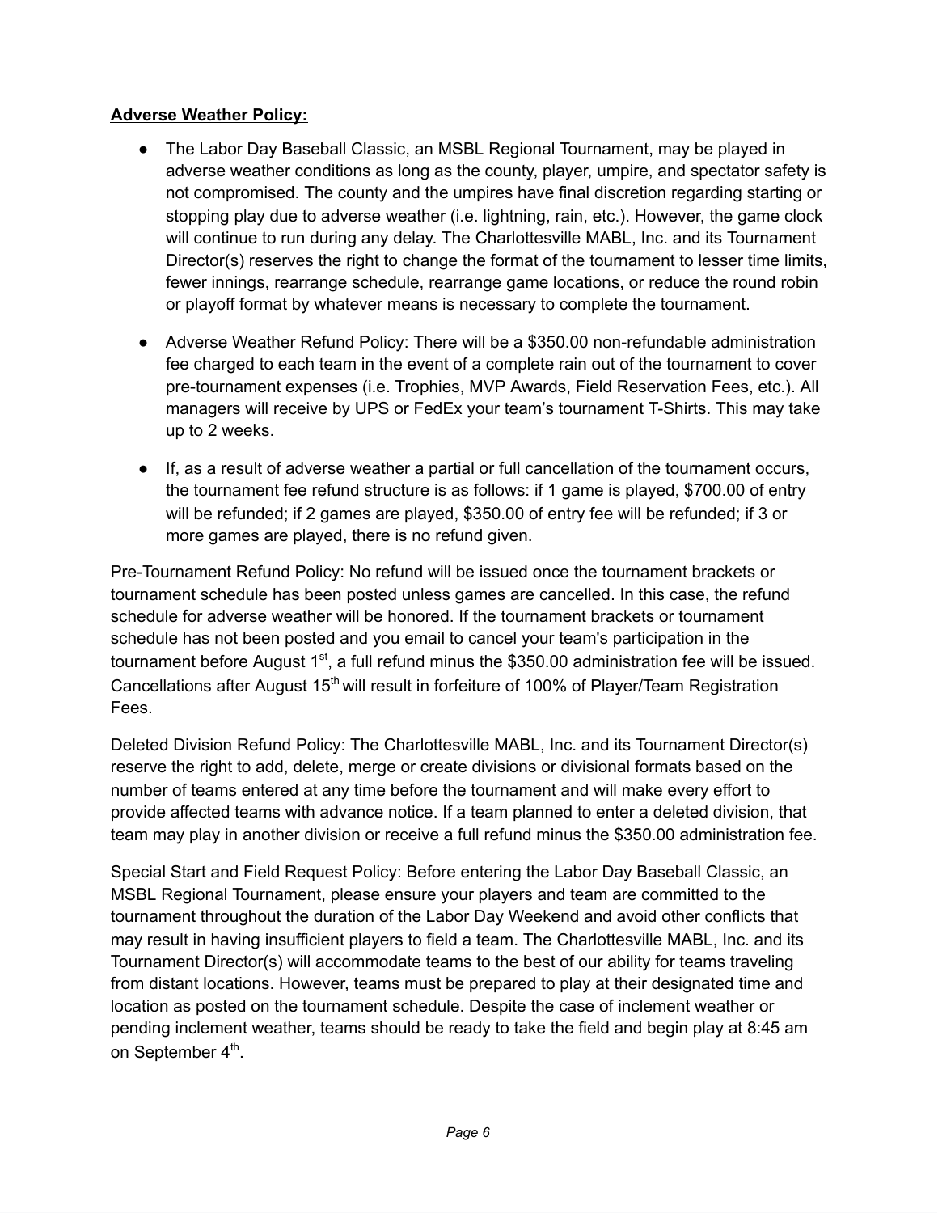**Adverse Weather Policy:**

- The Labor Day Baseball Classic, an MSBL Regional Tournament, may be played in adverse weather conditions as long as the county, player, umpire, and spectator safety is not compromised. The county and the umpires have final discretion regarding starting or stopping play due to adverse weather (i.e. lightning, rain, etc.). However, the game clock will continue to run during any delay. The Charlottesville MABL, Inc. and its Tournament Director(s) reserves the right to change the format of the tournament to lesser time limits, fewer innings, rearrange schedule, rearrange game locations, or reduce the round robin or playoff format by whatever means is necessary to complete the tournament.
- Adverse Weather Refund Policy: There will be a $350.00 non-refundable administration fee charged to each team in the event of a complete rain out of the tournament to cover pre-tournament expenses (i.e. Trophies, MVP Awards, Field Reservation Fees, etc.). All managers will receive by UPS or FedEx your team's tournament T-Shirts. This may take up to 2 weeks.
- If, as a result of adverse weather a partial or full cancellation of the tournament occurs, the tournament fee refund structure is as follows: if 1 game is played, $700.00 of entry will be refunded; if 2 games are played, $350.00 of entry fee will be refunded; if 3 or more games are played, there is no refund given.

Pre-Tournament Refund Policy: No refund will be issued once the tournament brackets or tournament schedule has been posted unless games are cancelled. In this case, the refund schedule for adverse weather will be honored. If the tournament brackets or tournament schedule has not been posted and you email to cancel your team's participation in the tournament before August 1st, a full refund minus the $350.00 administration fee will be issued. Cancellations after August 15th will result in forfeiture of 100% of Player/Team Registration Fees.

Deleted Division Refund Policy: The Charlottesville MABL, Inc. and its Tournament Director(s) reserve the right to add, delete, merge or create divisions or divisional formats based on the number of teams entered at any time before the tournament and will make every effort to provide affected teams with advance notice. If a team planned to enter a deleted division, that team may play in another division or receive a full refund minus the $350.00 administration fee.

Special Start and Field Request Policy: Before entering the Labor Day Baseball Classic, an MSBL Regional Tournament, please ensure your players and team are committed to the tournament throughout the duration of the Labor Day Weekend and avoid other conflicts that may result in having insufficient players to field a team. The Charlottesville MABL, Inc. and its Tournament Director(s) will accommodate teams to the best of our ability for teams traveling from distant locations. However, teams must be prepared to play at their designated time and location as posted on the tournament schedule. Despite the case of inclement weather or pending inclement weather, teams should be ready to take the field and begin play at 8:45 am on September 4th.